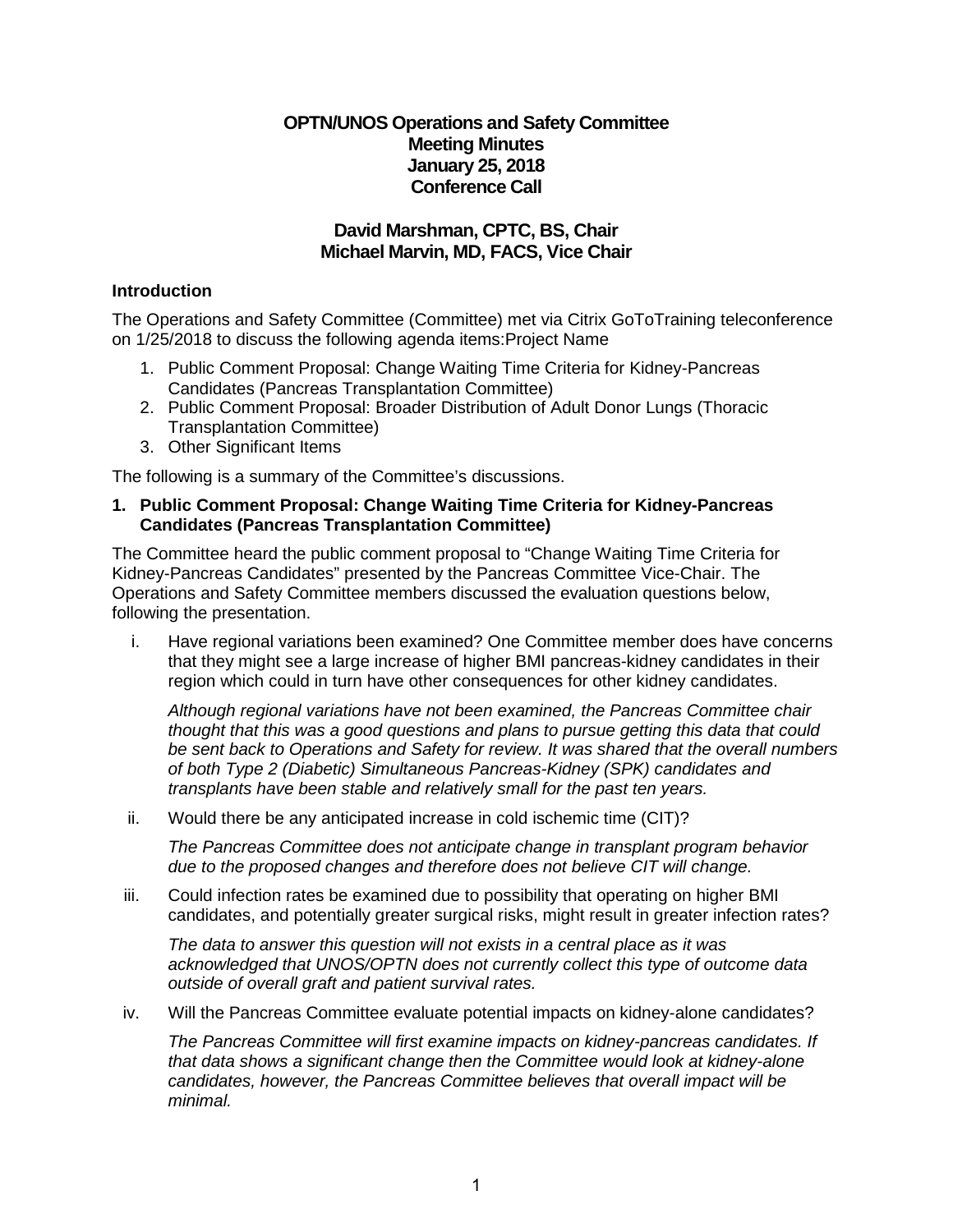**OPTN/UNOS Operations and Safety Committee**
**Meeting Minutes**
**January 25, 2018**
**Conference Call**

**David Marshman, CPTC, BS, Chair**
**Michael Marvin, MD, FACS, Vice Chair**

### Introduction

The Operations and Safety Committee (Committee) met via Citrix GoToTraining teleconference on 1/25/2018 to discuss the following agenda items:Project Name

1. Public Comment Proposal: Change Waiting Time Criteria for Kidney-Pancreas Candidates (Pancreas Transplantation Committee)
2. Public Comment Proposal: Broader Distribution of Adult Donor Lungs (Thoracic Transplantation Committee)
3. Other Significant Items

The following is a summary of the Committee's discussions.

### 1. Public Comment Proposal: Change Waiting Time Criteria for Kidney-Pancreas Candidates (Pancreas Transplantation Committee)

The Committee heard the public comment proposal to "Change Waiting Time Criteria for Kidney-Pancreas Candidates" presented by the Pancreas Committee Vice-Chair. The Operations and Safety Committee members discussed the evaluation questions below, following the presentation.

i. Have regional variations been examined? One Committee member does have concerns that they might see a large increase of higher BMI pancreas-kidney candidates in their region which could in turn have other consequences for other kidney candidates.

   *Although regional variations have not been examined, the Pancreas Committee chair thought that this was a good questions and plans to pursue getting this data that could be sent back to Operations and Safety for review. It was shared that the overall numbers of both Type 2 (Diabetic) Simultaneous Pancreas-Kidney (SPK) candidates and transplants have been stable and relatively small for the past ten years.*

ii. Would there be any anticipated increase in cold ischemic time (CIT)?

   *The Pancreas Committee does not anticipate change in transplant program behavior due to the proposed changes and therefore does not believe CIT will change.*

iii. Could infection rates be examined due to possibility that operating on higher BMI candidates, and potentially greater surgical risks, might result in greater infection rates?

   *The data to answer this question will not exists in a central place as it was acknowledged that UNOS/OPTN does not currently collect this type of outcome data outside of overall graft and patient survival rates.*

iv. Will the Pancreas Committee evaluate potential impacts on kidney-alone candidates?

   *The Pancreas Committee will first examine impacts on kidney-pancreas candidates. If that data shows a significant change then the Committee would look at kidney-alone candidates, however, the Pancreas Committee believes that overall impact will be minimal.*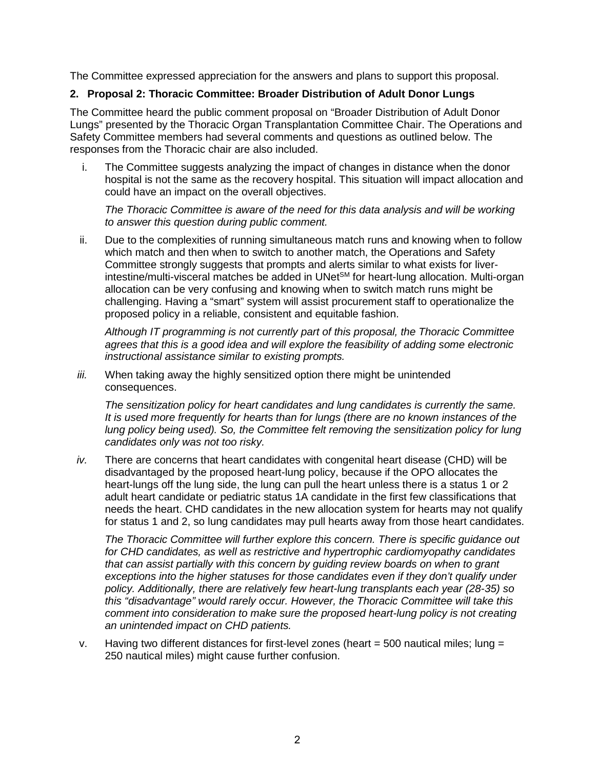The Committee expressed appreciation for the answers and plans to support this proposal.

**2. Proposal 2: Thoracic Committee: Broader Distribution of Adult Donor Lungs**

The Committee heard the public comment proposal on “Broader Distribution of Adult Donor Lungs” presented by the Thoracic Organ Transplantation Committee Chair. The Operations and Safety Committee members had several comments and questions as outlined below. The responses from the Thoracic chair are also included.

i. The Committee suggests analyzing the impact of changes in distance when the donor hospital is not the same as the recovery hospital. This situation will impact allocation and could have an impact on the overall objectives.

   *The Thoracic Committee is aware of the need for this data analysis and will be working to answer this question during public comment.*

ii. Due to the complexities of running simultaneous match runs and knowing when to follow which match and then when to switch to another match, the Operations and Safety Committee strongly suggests that prompts and alerts similar to what exists for liver-intestine/multi-visceral matches be added in UNet[SM] for heart-lung allocation. Multi-organ allocation can be very confusing and knowing when to switch match runs might be challenging. Having a “smart” system will assist procurement staff to operationalize the proposed policy in a reliable, consistent and equitable fashion.

   *Although IT programming is not currently part of this proposal, the Thoracic Committee agrees that this is a good idea and will explore the feasibility of adding some electronic instructional assistance similar to existing prompts.*

*iii.* When taking away the highly sensitized option there might be unintended consequences.

   *The sensitization policy for heart candidates and lung candidates is currently the same. It is used more frequently for hearts than for lungs (there are no known instances of the lung policy being used). So, the Committee felt removing the sensitization policy for lung candidates only was not too risky.*

*iv.* There are concerns that heart candidates with congenital heart disease (CHD) will be disadvantaged by the proposed heart-lung policy, because if the OPO allocates the heart-lungs off the lung side, the lung can pull the heart unless there is a status 1 or 2 adult heart candidate or pediatric status 1A candidate in the first few classifications that needs the heart. CHD candidates in the new allocation system for hearts may not qualify for status 1 and 2, so lung candidates may pull hearts away from those heart candidates.

   *The Thoracic Committee will further explore this concern. There is specific guidance out for CHD candidates, as well as restrictive and hypertrophic cardiomyopathy candidates that can assist partially with this concern by guiding review boards on when to grant exceptions into the higher statuses for those candidates even if they don’t qualify under policy. Additionally, there are relatively few heart-lung transplants each year (28-35) so this “disadvantage” would rarely occur. However, the Thoracic Committee will take this comment into consideration to make sure the proposed heart-lung policy is not creating an unintended impact on CHD patients.*

v. Having two different distances for first-level zones (heart = 500 nautical miles; lung = 250 nautical miles) might cause further confusion.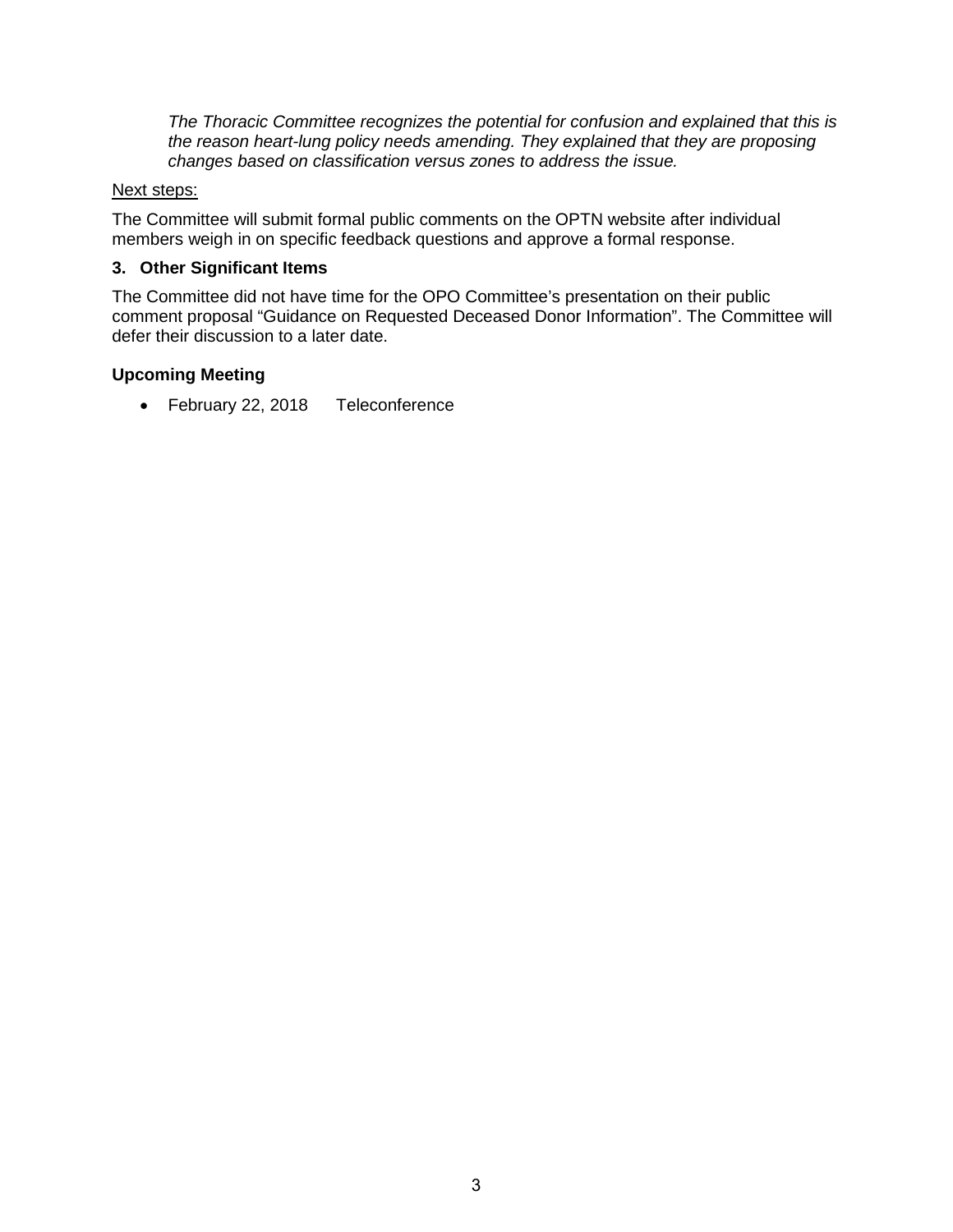*The Thoracic Committee recognizes the potential for confusion and explained that this is the reason heart-lung policy needs amending. They explained that they are proposing changes based on classification versus zones to address the issue.*

Next steps:

The Committee will submit formal public comments on the OPTN website after individual members weigh in on specific feedback questions and approve a formal response.

### 3. Other Significant Items

The Committee did not have time for the OPO Committee's presentation on their public comment proposal "Guidance on Requested Deceased Donor Information". The Committee will defer their discussion to a later date.

### Upcoming Meeting

- February 22, 2018 Teleconference